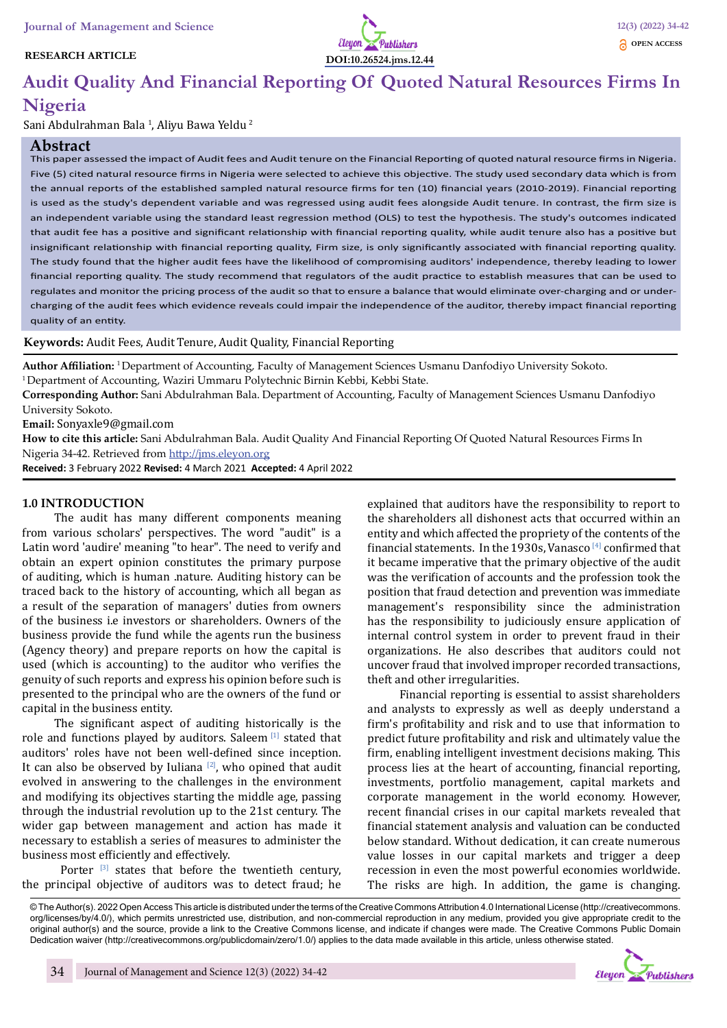RESEARCH ARTICLE

DOI:10.26524.jms.12.44

# Audit Quality And Financial Reporting Of Quoted Natural Resources Firms In Nigeria

Sani Abdulrahman Bala [1], Aliyu Bawa Yeldu [2]

## Abstract

This paper assessed the impact of Audit fees and Audit tenure on the Financial Reporting of quoted natural resource firms in Nigeria. Five (5) cited natural resource firms in Nigeria were selected to achieve this objective. The study used secondary data which is from the annual reports of the established sampled natural resource firms for ten (10) financial years (2010-2019). Financial reporting is used as the study's dependent variable and was regressed using audit fees alongside Audit tenure. In contrast, the firm size is an independent variable using the standard least regression method (OLS) to test the hypothesis. The study's outcomes indicated that audit fee has a positive and significant relationship with financial reporting quality, while audit tenure also has a positive but insignificant relationship with financial reporting quality, Firm size, is only significantly associated with financial reporting quality. The study found that the higher audit fees have the likelihood of compromising auditors' independence, thereby leading to lower financial reporting quality. The study recommend that regulators of the audit practice to establish measures that can be used to regulates and monitor the pricing process of the audit so that to ensure a balance that would eliminate over-charging and or under-charging of the audit fees which evidence reveals could impair the independence of the auditor, thereby impact financial reporting quality of an entity.

**Keywords:** Audit Fees, Audit Tenure, Audit Quality, Financial Reporting

**Author Affiliation:** [1] Department of Accounting, Faculty of Management Sciences Usmanu Danfodiyo University Sokoto.
[1] Department of Accounting, Waziri Ummaru Polytechnic Birnin Kebbi, Kebbi State.
**Corresponding Author:** Sani Abdulrahman Bala. Department of Accounting, Faculty of Management Sciences Usmanu Danfodiyo University Sokoto.
**Email:** Sonyaxle9@gmail.com
**How to cite this article:** Sani Abdulrahman Bala. Audit Quality And Financial Reporting Of Quoted Natural Resources Firms In Nigeria 34-42. Retrieved from http://jms.eleyon.org
**Received:** 3 February 2022 **Revised:** 4 March 2021 **Accepted:** 4 April 2022

## 1.0 INTRODUCTION

The audit has many different components meaning from various scholars' perspectives. The word "audit" is a Latin word 'audire' meaning "to hear". The need to verify and obtain an expert opinion constitutes the primary purpose of auditing, which is human .nature. Auditing history can be traced back to the history of accounting, which all began as a result of the separation of managers' duties from owners of the business i.e investors or shareholders. Owners of the business provide the fund while the agents run the business (Agency theory) and prepare reports on how the capital is used (which is accounting) to the auditor who verifies the genuity of such reports and express his opinion before such is presented to the principal who are the owners of the fund or capital in the business entity.

The significant aspect of auditing historically is the role and functions played by auditors. Saleem [1] stated that auditors' roles have not been well-defined since inception. It can also be observed by Iuliana [2], who opined that audit evolved in answering to the challenges in the environment and modifying its objectives starting the middle age, passing through the industrial revolution up to the 21st century. The wider gap between management and action has made it necessary to establish a series of measures to administer the business most efficiently and effectively.

Porter [3] states that before the twentieth century, the principal objective of auditors was to detect fraud; he explained that auditors have the responsibility to report to the shareholders all dishonest acts that occurred within an entity and which affected the propriety of the contents of the financial statements. In the 1930s, Vanasco [4] confirmed that it became imperative that the primary objective of the audit was the verification of accounts and the profession took the position that fraud detection and prevention was immediate management's responsibility since the administration has the responsibility to judiciously ensure application of internal control system in order to prevent fraud in their organizations. He also describes that auditors could not uncover fraud that involved improper recorded transactions, theft and other irregularities.

Financial reporting is essential to assist shareholders and analysts to expressly as well as deeply understand a firm's profitability and risk and to use that information to predict future profitability and risk and ultimately value the firm, enabling intelligent investment decisions making. This process lies at the heart of accounting, financial reporting, investments, portfolio management, capital markets and corporate management in the world economy. However, recent financial crises in our capital markets revealed that financial statement analysis and valuation can be conducted below standard. Without dedication, it can create numerous value losses in our capital markets and trigger a deep recession in even the most powerful economies worldwide. The risks are high. In addition, the game is changing.

© The Author(s). 2022 Open Access This article is distributed under the terms of the Creative Commons Attribution 4.0 International License (http://creativecommons.org/licenses/by/4.0/), which permits unrestricted use, distribution, and non-commercial reproduction in any medium, provided you give appropriate credit to the original author(s) and the source, provide a link to the Creative Commons license, and indicate if changes were made. The Creative Commons Public Domain Dedication waiver (http://creativecommons.org/publicdomain/zero/1.0/) applies to the data made available in this article, unless otherwise stated.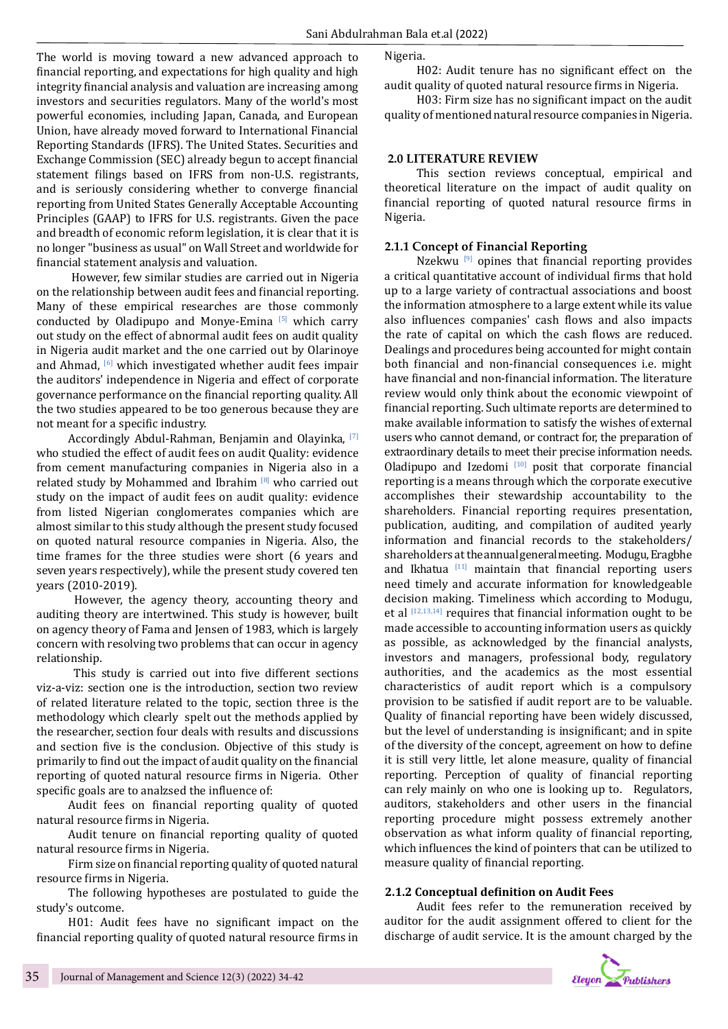The world is moving toward a new advanced approach to financial reporting, and expectations for high quality and high integrity financial analysis and valuation are increasing among investors and securities regulators. Many of the world's most powerful economies, including Japan, Canada, and European Union, have already moved forward to International Financial Reporting Standards (IFRS). The United States. Securities and Exchange Commission (SEC) already begun to accept financial statement filings based on IFRS from non-U.S. registrants, and is seriously considering whether to converge financial reporting from United States Generally Acceptable Accounting Principles (GAAP) to IFRS for U.S. registrants. Given the pace and breadth of economic reform legislation, it is clear that it is no longer "business as usual" on Wall Street and worldwide for financial statement analysis and valuation.

However, few similar studies are carried out in Nigeria on the relationship between audit fees and financial reporting. Many of these empirical researches are those commonly conducted by Oladipupo and Monye-Emina [5] which carry out study on the effect of abnormal audit fees on audit quality in Nigeria audit market and the one carried out by Olarinoye and Ahmad, [6] which investigated whether audit fees impair the auditors' independence in Nigeria and effect of corporate governance performance on the financial reporting quality. All the two studies appeared to be too generous because they are not meant for a specific industry.

Accordingly Abdul-Rahman, Benjamin and Olayinka, [7] who studied the effect of audit fees on audit Quality: evidence from cement manufacturing companies in Nigeria also in a related study by Mohammed and Ibrahim [8] who carried out study on the impact of audit fees on audit quality: evidence from listed Nigerian conglomerates companies which are almost similar to this study although the present study focused on quoted natural resource companies in Nigeria. Also, the time frames for the three studies were short (6 years and seven years respectively), while the present study covered ten years (2010-2019).

However, the agency theory, accounting theory and auditing theory are intertwined. This study is however, built on agency theory of Fama and Jensen of 1983, which is largely concern with resolving two problems that can occur in agency relationship.

This study is carried out into five different sections viz-a-viz: section one is the introduction, section two review of related literature related to the topic, section three is the methodology which clearly spelt out the methods applied by the researcher, section four deals with results and discussions and section five is the conclusion. Objective of this study is primarily to find out the impact of audit quality on the financial reporting of quoted natural resource firms in Nigeria. Other specific goals are to analzsed the influence of:

Audit fees on financial reporting quality of quoted natural resource firms in Nigeria.

Audit tenure on financial reporting quality of quoted natural resource firms in Nigeria.

Firm size on financial reporting quality of quoted natural resource firms in Nigeria.

The following hypotheses are postulated to guide the study's outcome.

H01: Audit fees have no significant impact on the financial reporting quality of quoted natural resource firms in Nigeria.

H02: Audit tenure has no significant effect on the audit quality of quoted natural resource firms in Nigeria.

H03: Firm size has no significant impact on the audit quality of mentioned natural resource companies in Nigeria.

## 2.0 LITERATURE REVIEW

This section reviews conceptual, empirical and theoretical literature on the impact of audit quality on financial reporting of quoted natural resource firms in Nigeria.

### 2.1.1 Concept of Financial Reporting

Nzekwu [9] opines that financial reporting provides a critical quantitative account of individual firms that hold up to a large variety of contractual associations and boost the information atmosphere to a large extent while its value also influences companies' cash flows and also impacts the rate of capital on which the cash flows are reduced. Dealings and procedures being accounted for might contain both financial and non-financial consequences i.e. might have financial and non-financial information. The literature review would only think about the economic viewpoint of financial reporting. Such ultimate reports are determined to make available information to satisfy the wishes of external users who cannot demand, or contract for, the preparation of extraordinary details to meet their precise information needs. Oladipupo and Izedomi [10] posit that corporate financial reporting is a means through which the corporate executive accomplishes their stewardship accountability to the shareholders. Financial reporting requires presentation, publication, auditing, and compilation of audited yearly information and financial records to the stakeholders/ shareholders at the annual general meeting. Modugu, Eragbhe and Ikhatua [11] maintain that financial reporting users need timely and accurate information for knowledgeable decision making. Timeliness which according to Modugu, et al [12,13,14] requires that financial information ought to be made accessible to accounting information users as quickly as possible, as acknowledged by the financial analysts, investors and managers, professional body, regulatory authorities, and the academics as the most essential characteristics of audit report which is a compulsory provision to be satisfied if audit report are to be valuable. Quality of financial reporting have been widely discussed, but the level of understanding is insignificant; and in spite of the diversity of the concept, agreement on how to define it is still very little, let alone measure, quality of financial reporting. Perception of quality of financial reporting can rely mainly on who one is looking up to. Regulators, auditors, stakeholders and other users in the financial reporting procedure might possess extremely another observation as what inform quality of financial reporting, which influences the kind of pointers that can be utilized to measure quality of financial reporting.

### 2.1.2 Conceptual definition on Audit Fees

Audit fees refer to the remuneration received by auditor for the audit assignment offered to client for the discharge of audit service. It is the amount charged by the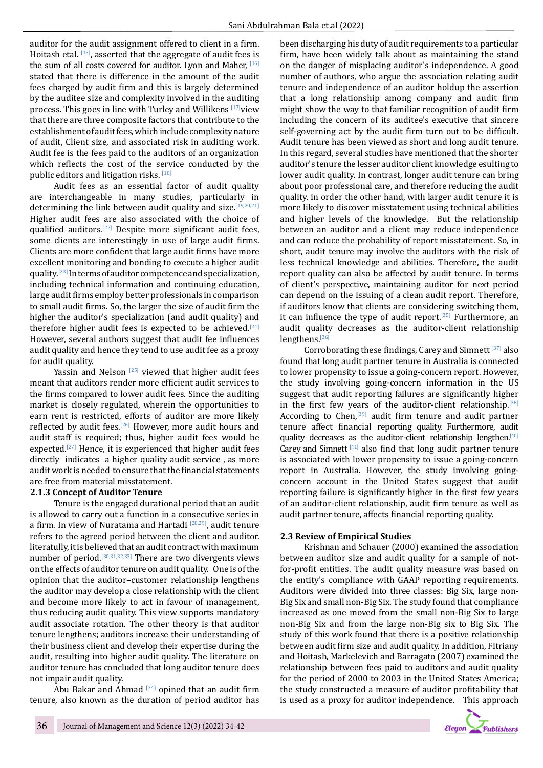auditor for the audit assignment offered to client in a firm. Hoitash etal. [15], asserted that the aggregate of audit fees is the sum of all costs covered for auditor. Lyon and Maher, [16] stated that there is difference in the amount of the audit fees charged by audit firm and this is largely determined by the auditee size and complexity involved in the auditing process. This goes in line with Turley and Willikens [17]view that there are three composite factors that contribute to the establishment of audit fees, which include complexity nature of audit, Client size, and associated risk in auditing work. Audit fee is the fees paid to the auditors of an organization which reflects the cost of the service conducted by the public editors and litigation risks. [18]

Audit fees as an essential factor of audit quality are interchangeable in many studies, particularly in determining the link between audit quality and size.[19,20,21] Higher audit fees are also associated with the choice of qualified auditors.[22] Despite more significant audit fees, some clients are interestingly in use of large audit firms. Clients are more confident that large audit firms have more excellent monitoring and bonding to execute a higher audit quality.[23] In terms of auditor competence and specialization, including technical information and continuing education, large audit firms employ better professionals in comparison to small audit firms. So, the larger the size of audit firm the higher the auditor's specialization (and audit quality) and therefore higher audit fees is expected to be achieved.[24] However, several authors suggest that audit fee influences audit quality and hence they tend to use audit fee as a proxy for audit quality.

Yassin and Nelson [25] viewed that higher audit fees meant that auditors render more efficient audit services to the firms compared to lower audit fees. Since the auditing market is closely regulated, wherein the opportunities to earn rent is restricted, efforts of auditor are more likely reflected by audit fees.[26] However, more audit hours and audit staff is required; thus, higher audit fees would be expected.[27] Hence, it is experienced that higher audit fees directly indicates a higher quality audit service , as more audit work is needed to ensure that the financial statements are free from material misstatement.

### 2.1.3 Concept of Auditor Tenure

Tenure is the engaged durational period that an audit is allowed to carry out a function in a consecutive series in a firm. In view of Nuratama and Hartadi [28,29], audit tenure refers to the agreed period between the client and auditor. literatully, it is believed that an audit contract with maximum number of period.[30,31,32,33] There are two divergents views on the effects of auditor tenure on audit quality. One is of the opinion that the auditor–customer relationship lengthens the auditor may develop a close relationship with the client and become more likely to act in favour of management, thus reducing audit quality. This view supports mandatory audit associate rotation. The other theory is that auditor tenure lengthens; auditors increase their understanding of their business client and develop their expertise during the audit, resulting into higher audit quality. The literature on auditor tenure has concluded that long auditor tenure does not impair audit quality.

Abu Bakar and Ahmad [34] opined that an audit firm tenure, also known as the duration of period auditor has been discharging his duty of audit requirements to a particular firm, have been widely talk about as maintaining the stand on the danger of misplacing auditor's independence. A good number of authors, who argue the association relating audit tenure and independence of an auditor holdup the assertion that a long relationship among company and audit firm might show the way to that familiar recognition of audit firm including the concern of its auditee's executive that sincere self-governing act by the audit firm turn out to be difficult. Audit tenure has been viewed as short and long audit tenure. In this regard, several studies have mentioned that the shorter auditor's tenure the lesser auditor client knowledge esulting to lower audit quality. In contrast, longer audit tenure can bring about poor professional care, and therefore reducing the audit quality. in order the other hand, with larger audit tenure it is more likely to discover misstatement using technical abilities and higher levels of the knowledge. But the relationship between an auditor and a client may reduce independence and can reduce the probability of report misstatement. So, in short, audit tenure may involve the auditors with the risk of less technical knowledge and abilities. Therefore, the audit report quality can also be affected by audit tenure. In terms of client's perspective, maintaining auditor for next period can depend on the issuing of a clean audit report. Therefore, if auditors know that clients are considering switching them, it can influence the type of audit report.[35] Furthermore, an audit quality decreases as the auditor-client relationship lengthens.[36]

Corroborating these findings, Carey and Simnett [37] also found that long audit partner tenure in Australia is connected to lower propensity to issue a going-concern report. However, the study involving going-concern information in the US suggest that audit reporting failures are significantly higher in the first few years of the auditor-client relationship.[38] According to Chen,[39] audit firm tenure and audit partner tenure affect financial reporting quality. Furthermore, audit quality decreases as the auditor-client relationship lengthen.[40] Carey and Simnett [41] also find that long audit partner tenure is associated with lower propensity to issue a going-concern report in Australia. However, the study involving going-concern account in the United States suggest that audit reporting failure is significantly higher in the first few years of an auditor-client relationship, audit firm tenure as well as audit partner tenure, affects financial reporting quality.

## 2.3 Review of Empirical Studies

Krishnan and Schauer (2000) examined the association between auditor size and audit quality for a sample of not-for-profit entities. The audit quality measure was based on the entity's compliance with GAAP reporting requirements. Auditors were divided into three classes: Big Six, large non-Big Six and small non-Big Six. The study found that compliance increased as one moved from the small non-Big Six to large non-Big Six and from the large non-Big six to Big Six. The study of this work found that there is a positive relationship between audit firm size and audit quality. In addition, Fitriany and Hoitash, Markelevich and Barragato (2007) examined the relationship between fees paid to auditors and audit quality for the period of 2000 to 2003 in the United States America; the study constructed a measure of auditor profitability that is used as a proxy for auditor independence. This approach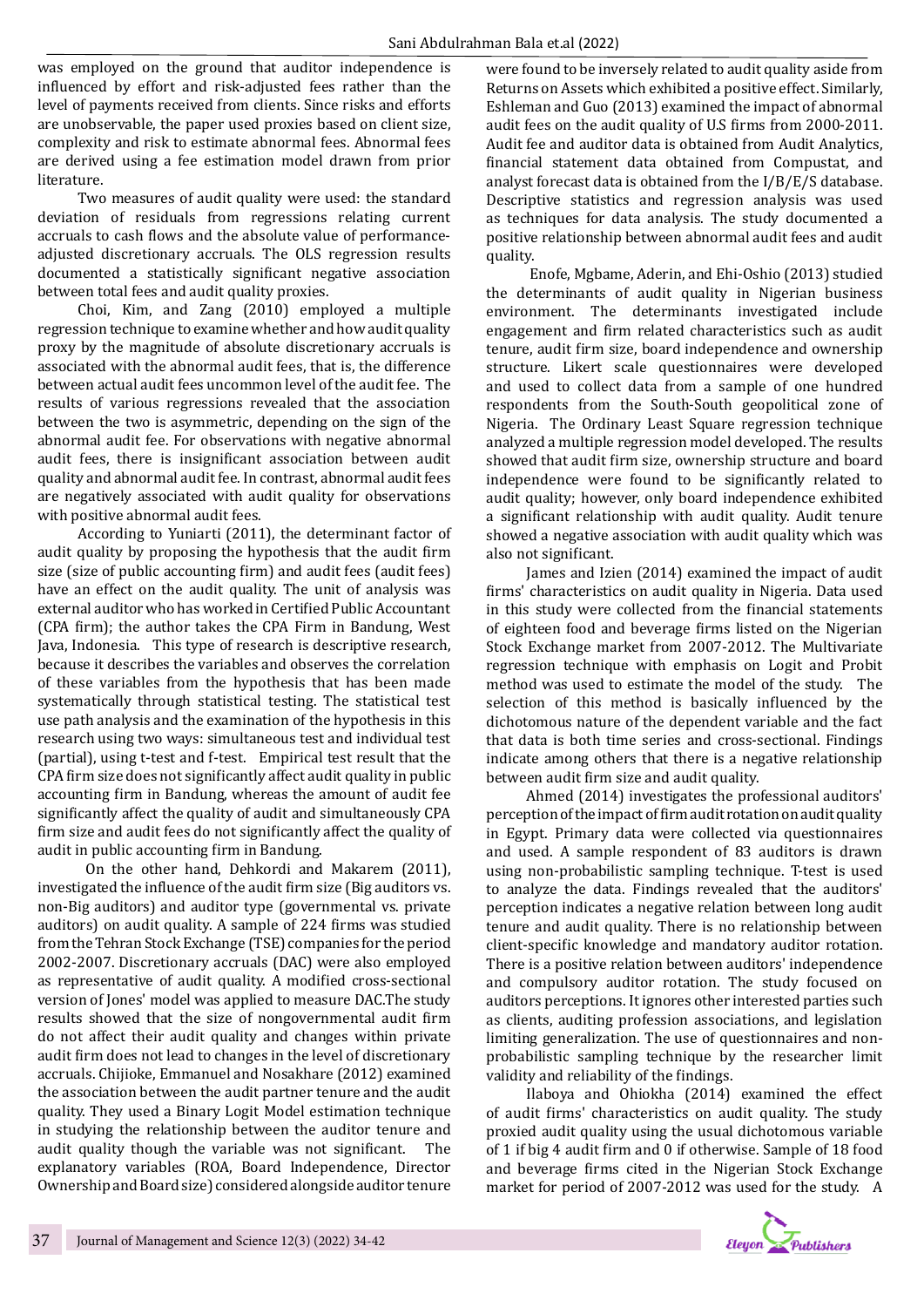was employed on the ground that auditor independence is influenced by effort and risk-adjusted fees rather than the level of payments received from clients. Since risks and efforts are unobservable, the paper used proxies based on client size, complexity and risk to estimate abnormal fees. Abnormal fees are derived using a fee estimation model drawn from prior literature.

Two measures of audit quality were used: the standard deviation of residuals from regressions relating current accruals to cash flows and the absolute value of performance-adjusted discretionary accruals. The OLS regression results documented a statistically significant negative association between total fees and audit quality proxies.

Choi, Kim, and Zang (2010) employed a multiple regression technique to examine whether and how audit quality proxy by the magnitude of absolute discretionary accruals is associated with the abnormal audit fees, that is, the difference between actual audit fees uncommon level of the audit fee. The results of various regressions revealed that the association between the two is asymmetric, depending on the sign of the abnormal audit fee. For observations with negative abnormal audit fees, there is insignificant association between audit quality and abnormal audit fee. In contrast, abnormal audit fees are negatively associated with audit quality for observations with positive abnormal audit fees.

According to Yuniarti (2011), the determinant factor of audit quality by proposing the hypothesis that the audit firm size (size of public accounting firm) and audit fees (audit fees) have an effect on the audit quality. The unit of analysis was external auditor who has worked in Certified Public Accountant (CPA firm); the author takes the CPA Firm in Bandung, West Java, Indonesia. This type of research is descriptive research, because it describes the variables and observes the correlation of these variables from the hypothesis that has been made systematically through statistical testing. The statistical test use path analysis and the examination of the hypothesis in this research using two ways: simultaneous test and individual test (partial), using t-test and f-test. Empirical test result that the CPA firm size does not significantly affect audit quality in public accounting firm in Bandung, whereas the amount of audit fee significantly affect the quality of audit and simultaneously CPA firm size and audit fees do not significantly affect the quality of audit in public accounting firm in Bandung.

On the other hand, Dehkordi and Makarem (2011), investigated the influence of the audit firm size (Big auditors vs. non-Big auditors) and auditor type (governmental vs. private auditors) on audit quality. A sample of 224 firms was studied from the Tehran Stock Exchange (TSE) companies for the period 2002-2007. Discretionary accruals (DAC) were also employed as representative of audit quality. A modified cross-sectional version of Jones' model was applied to measure DAC.The study results showed that the size of nongovernmental audit firm do not affect their audit quality and changes within private audit firm does not lead to changes in the level of discretionary accruals. Chijioke, Emmanuel and Nosakhare (2012) examined the association between the audit partner tenure and the audit quality. They used a Binary Logit Model estimation technique in studying the relationship between the auditor tenure and audit quality though the variable was not significant. The explanatory variables (ROA, Board Independence, Director Ownership and Board size) considered alongside auditor tenure were found to be inversely related to audit quality aside from Returns on Assets which exhibited a positive effect. Similarly, Eshleman and Guo (2013) examined the impact of abnormal audit fees on the audit quality of U.S firms from 2000-2011. Audit fee and auditor data is obtained from Audit Analytics, financial statement data obtained from Compustat, and analyst forecast data is obtained from the I/B/E/S database. Descriptive statistics and regression analysis was used as techniques for data analysis. The study documented a positive relationship between abnormal audit fees and audit quality.

Enofe, Mgbame, Aderin, and Ehi-Oshio (2013) studied the determinants of audit quality in Nigerian business environment. The determinants investigated include engagement and firm related characteristics such as audit tenure, audit firm size, board independence and ownership structure. Likert scale questionnaires were developed and used to collect data from a sample of one hundred respondents from the South-South geopolitical zone of Nigeria. The Ordinary Least Square regression technique analyzed a multiple regression model developed. The results showed that audit firm size, ownership structure and board independence were found to be significantly related to audit quality; however, only board independence exhibited a significant relationship with audit quality. Audit tenure showed a negative association with audit quality which was also not significant.

James and Izien (2014) examined the impact of audit firms' characteristics on audit quality in Nigeria. Data used in this study were collected from the financial statements of eighteen food and beverage firms listed on the Nigerian Stock Exchange market from 2007-2012. The Multivariate regression technique with emphasis on Logit and Probit method was used to estimate the model of the study. The selection of this method is basically influenced by the dichotomous nature of the dependent variable and the fact that data is both time series and cross-sectional. Findings indicate among others that there is a negative relationship between audit firm size and audit quality.

Ahmed (2014) investigates the professional auditors' perception of the impact of firm audit rotation on audit quality in Egypt. Primary data were collected via questionnaires and used. A sample respondent of 83 auditors is drawn using non-probabilistic sampling technique. T-test is used to analyze the data. Findings revealed that the auditors' perception indicates a negative relation between long audit tenure and audit quality. There is no relationship between client-specific knowledge and mandatory auditor rotation. There is a positive relation between auditors' independence and compulsory auditor rotation. The study focused on auditors perceptions. It ignores other interested parties such as clients, auditing profession associations, and legislation limiting generalization. The use of questionnaires and non-probabilistic sampling technique by the researcher limit validity and reliability of the findings.

Ilaboya and Ohiokha (2014) examined the effect of audit firms' characteristics on audit quality. The study proxied audit quality using the usual dichotomous variable of 1 if big 4 audit firm and 0 if otherwise. Sample of 18 food and beverage firms cited in the Nigerian Stock Exchange market for period of 2007-2012 was used for the study. A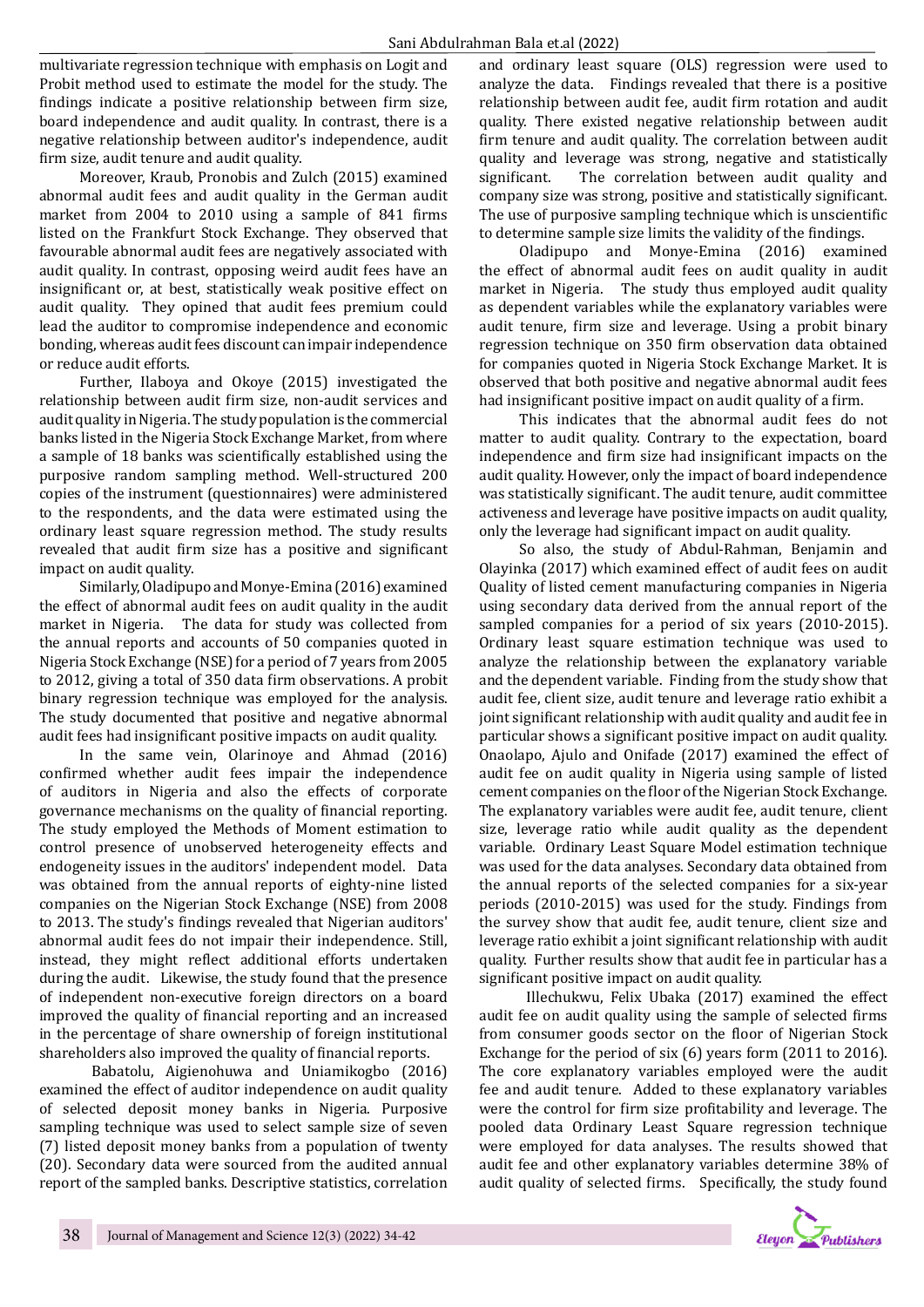multivariate regression technique with emphasis on Logit and Probit method used to estimate the model for the study. The findings indicate a positive relationship between firm size, board independence and audit quality. In contrast, there is a negative relationship between auditor's independence, audit firm size, audit tenure and audit quality.

Moreover, Kraub, Pronobis and Zulch (2015) examined abnormal audit fees and audit quality in the German audit market from 2004 to 2010 using a sample of 841 firms listed on the Frankfurt Stock Exchange. They observed that favourable abnormal audit fees are negatively associated with audit quality. In contrast, opposing weird audit fees have an insignificant or, at best, statistically weak positive effect on audit quality. They opined that audit fees premium could lead the auditor to compromise independence and economic bonding, whereas audit fees discount can impair independence or reduce audit efforts.

Further, Ilaboya and Okoye (2015) investigated the relationship between audit firm size, non-audit services and audit quality in Nigeria. The study population is the commercial banks listed in the Nigeria Stock Exchange Market, from where a sample of 18 banks was scientifically established using the purposive random sampling method. Well-structured 200 copies of the instrument (questionnaires) were administered to the respondents, and the data were estimated using the ordinary least square regression method. The study results revealed that audit firm size has a positive and significant impact on audit quality.

Similarly, Oladipupo and Monye-Emina (2016) examined the effect of abnormal audit fees on audit quality in the audit market in Nigeria. The data for study was collected from the annual reports and accounts of 50 companies quoted in Nigeria Stock Exchange (NSE) for a period of 7 years from 2005 to 2012, giving a total of 350 data firm observations. A probit binary regression technique was employed for the analysis. The study documented that positive and negative abnormal audit fees had insignificant positive impacts on audit quality.

In the same vein, Olarinoye and Ahmad (2016) confirmed whether audit fees impair the independence of auditors in Nigeria and also the effects of corporate governance mechanisms on the quality of financial reporting. The study employed the Methods of Moment estimation to control presence of unobserved heterogeneity effects and endogeneity issues in the auditors' independent model. Data was obtained from the annual reports of eighty-nine listed companies on the Nigerian Stock Exchange (NSE) from 2008 to 2013. The study's findings revealed that Nigerian auditors' abnormal audit fees do not impair their independence. Still, instead, they might reflect additional efforts undertaken during the audit. Likewise, the study found that the presence of independent non-executive foreign directors on a board improved the quality of financial reporting and an increased in the percentage of share ownership of foreign institutional shareholders also improved the quality of financial reports.

Babatolu, Aigienohuwa and Uniamikogbo (2016) examined the effect of auditor independence on audit quality of selected deposit money banks in Nigeria. Purposive sampling technique was used to select sample size of seven (7) listed deposit money banks from a population of twenty (20). Secondary data were sourced from the audited annual report of the sampled banks. Descriptive statistics, correlation and ordinary least square (OLS) regression were used to analyze the data. Findings revealed that there is a positive relationship between audit fee, audit firm rotation and audit quality. There existed negative relationship between audit firm tenure and audit quality. The correlation between audit quality and leverage was strong, negative and statistically significant. The correlation between audit quality and company size was strong, positive and statistically significant. The use of purposive sampling technique which is unscientific to determine sample size limits the validity of the findings.

Oladipupo and Monye-Emina (2016) examined the effect of abnormal audit fees on audit quality in audit market in Nigeria. The study thus employed audit quality as dependent variables while the explanatory variables were audit tenure, firm size and leverage. Using a probit binary regression technique on 350 firm observation data obtained for companies quoted in Nigeria Stock Exchange Market. It is observed that both positive and negative abnormal audit fees had insignificant positive impact on audit quality of a firm.

This indicates that the abnormal audit fees do not matter to audit quality. Contrary to the expectation, board independence and firm size had insignificant impacts on the audit quality. However, only the impact of board independence was statistically significant. The audit tenure, audit committee activeness and leverage have positive impacts on audit quality, only the leverage had significant impact on audit quality.

So also, the study of Abdul-Rahman, Benjamin and Olayinka (2017) which examined effect of audit fees on audit Quality of listed cement manufacturing companies in Nigeria using secondary data derived from the annual report of the sampled companies for a period of six years (2010-2015). Ordinary least square estimation technique was used to analyze the relationship between the explanatory variable and the dependent variable. Finding from the study show that audit fee, client size, audit tenure and leverage ratio exhibit a joint significant relationship with audit quality and audit fee in particular shows a significant positive impact on audit quality. Onaolapo, Ajulo and Onifade (2017) examined the effect of audit fee on audit quality in Nigeria using sample of listed cement companies on the floor of the Nigerian Stock Exchange. The explanatory variables were audit fee, audit tenure, client size, leverage ratio while audit quality as the dependent variable. Ordinary Least Square Model estimation technique was used for the data analyses. Secondary data obtained from the annual reports of the selected companies for a six-year periods (2010-2015) was used for the study. Findings from the survey show that audit fee, audit tenure, client size and leverage ratio exhibit a joint significant relationship with audit quality. Further results show that audit fee in particular has a significant positive impact on audit quality.

Illechukwu, Felix Ubaka (2017) examined the effect audit fee on audit quality using the sample of selected firms from consumer goods sector on the floor of Nigerian Stock Exchange for the period of six (6) years form (2011 to 2016). The core explanatory variables employed were the audit fee and audit tenure. Added to these explanatory variables were the control for firm size profitability and leverage. The pooled data Ordinary Least Square regression technique were employed for data analyses. The results showed that audit fee and other explanatory variables determine 38% of audit quality of selected firms. Specifically, the study found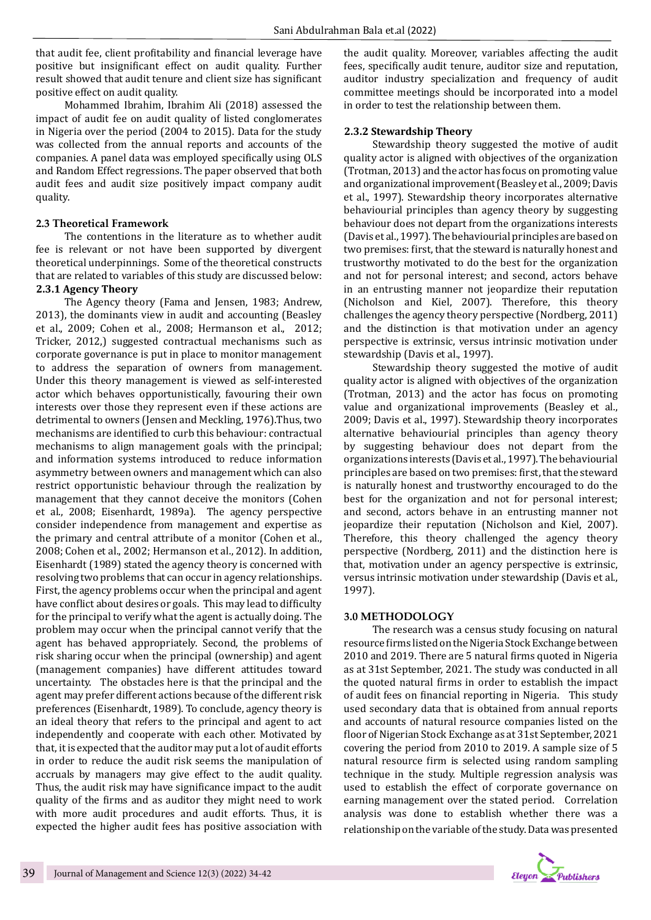that audit fee, client profitability and financial leverage have positive but insignificant effect on audit quality. Further result showed that audit tenure and client size has significant positive effect on audit quality.

Mohammed Ibrahim, Ibrahim Ali (2018) assessed the impact of audit fee on audit quality of listed conglomerates in Nigeria over the period (2004 to 2015). Data for the study was collected from the annual reports and accounts of the companies. A panel data was employed specifically using OLS and Random Effect regressions. The paper observed that both audit fees and audit size positively impact company audit quality.

### 2.3 Theoretical Framework

The contentions in the literature as to whether audit fee is relevant or not have been supported by divergent theoretical underpinnings. Some of the theoretical constructs that are related to variables of this study are discussed below:

#### 2.3.1 Agency Theory

The Agency theory (Fama and Jensen, 1983; Andrew, 2013), the dominants view in audit and accounting (Beasley et al., 2009; Cohen et al., 2008; Hermanson et al., 2012; Tricker, 2012,) suggested contractual mechanisms such as corporate governance is put in place to monitor management to address the separation of owners from management. Under this theory management is viewed as self-interested actor which behaves opportunistically, favouring their own interests over those they represent even if these actions are detrimental to owners (Jensen and Meckling, 1976).Thus, two mechanisms are identified to curb this behaviour: contractual mechanisms to align management goals with the principal; and information systems introduced to reduce information asymmetry between owners and management which can also restrict opportunistic behaviour through the realization by management that they cannot deceive the monitors (Cohen et al., 2008; Eisenhardt, 1989a). The agency perspective consider independence from management and expertise as the primary and central attribute of a monitor (Cohen et al., 2008; Cohen et al., 2002; Hermanson et al., 2012). In addition, Eisenhardt (1989) stated the agency theory is concerned with resolving two problems that can occur in agency relationships. First, the agency problems occur when the principal and agent have conflict about desires or goals. This may lead to difficulty for the principal to verify what the agent is actually doing. The problem may occur when the principal cannot verify that the agent has behaved appropriately. Second, the problems of risk sharing occur when the principal (ownership) and agent (management companies) have different attitudes toward uncertainty. The obstacles here is that the principal and the agent may prefer different actions because of the different risk preferences (Eisenhardt, 1989). To conclude, agency theory is an ideal theory that refers to the principal and agent to act independently and cooperate with each other. Motivated by that, it is expected that the auditor may put a lot of audit efforts in order to reduce the audit risk seems the manipulation of accruals by managers may give effect to the audit quality. Thus, the audit risk may have significance impact to the audit quality of the firms and as auditor they might need to work with more audit procedures and audit efforts. Thus, it is expected the higher audit fees has positive association with the audit quality. Moreover, variables affecting the audit fees, specifically audit tenure, auditor size and reputation, auditor industry specialization and frequency of audit committee meetings should be incorporated into a model in order to test the relationship between them.

#### 2.3.2 Stewardship Theory

Stewardship theory suggested the motive of audit quality actor is aligned with objectives of the organization (Trotman, 2013) and the actor has focus on promoting value and organizational improvement (Beasley et al., 2009; Davis et al., 1997). Stewardship theory incorporates alternative behaviourial principles than agency theory by suggesting behaviour does not depart from the organizations interests (Davis et al., 1997). The behaviourial principles are based on two premises: first, that the steward is naturally honest and trustworthy motivated to do the best for the organization and not for personal interest; and second, actors behave in an entrusting manner not jeopardize their reputation (Nicholson and Kiel, 2007). Therefore, this theory challenges the agency theory perspective (Nordberg, 2011) and the distinction is that motivation under an agency perspective is extrinsic, versus intrinsic motivation under stewardship (Davis et al., 1997).

Stewardship theory suggested the motive of audit quality actor is aligned with objectives of the organization (Trotman, 2013) and the actor has focus on promoting value and organizational improvements (Beasley et al., 2009; Davis et al., 1997). Stewardship theory incorporates alternative behaviourial principles than agency theory by suggesting behaviour does not depart from the organizations interests (Davis et al., 1997). The behaviourial principles are based on two premises: first, that the steward is naturally honest and trustworthy encouraged to do the best for the organization and not for personal interest; and second, actors behave in an entrusting manner not jeopardize their reputation (Nicholson and Kiel, 2007). Therefore, this theory challenged the agency theory perspective (Nordberg, 2011) and the distinction here is that, motivation under an agency perspective is extrinsic, versus intrinsic motivation under stewardship (Davis et al., 1997).

## 3.0 METHODOLOGY

The research was a census study focusing on natural resource firms listed on the Nigeria Stock Exchange between 2010 and 2019. There are 5 natural firms quoted in Nigeria as at 31st September, 2021. The study was conducted in all the quoted natural firms in order to establish the impact of audit fees on financial reporting in Nigeria. This study used secondary data that is obtained from annual reports and accounts of natural resource companies listed on the floor of Nigerian Stock Exchange as at 31st September, 2021 covering the period from 2010 to 2019. A sample size of 5 natural resource firm is selected using random sampling technique in the study. Multiple regression analysis was used to establish the effect of corporate governance on earning management over the stated period. Correlation analysis was done to establish whether there was a relationship on the variable of the study. Data was presented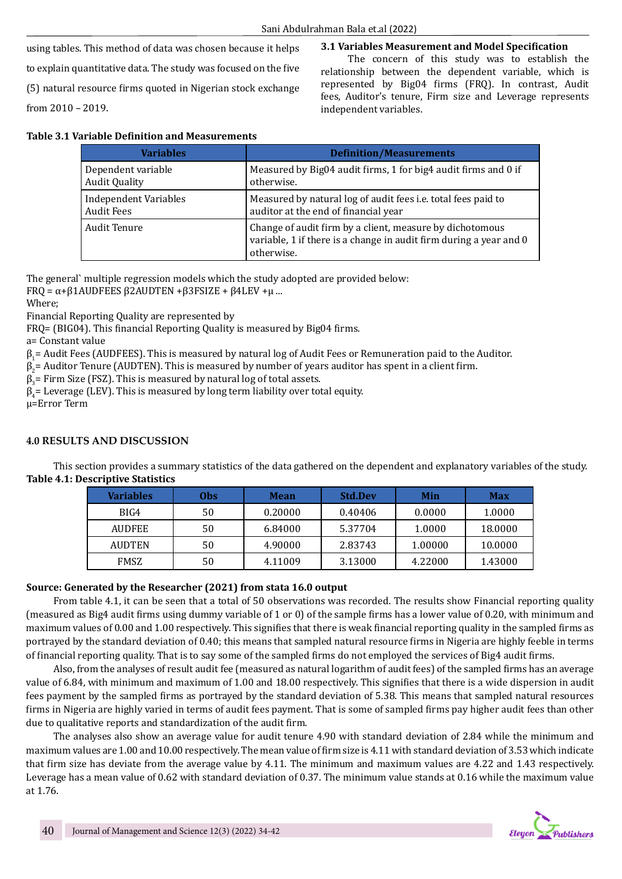using tables. This method of data was chosen because it helps to explain quantitative data. The study was focused on the five (5) natural resource firms quoted in Nigerian stock exchange from 2010 – 2019.

### 3.1 Variables Measurement and Model Specification

The concern of this study was to establish the relationship between the dependent variable, which is represented by Big04 firms (FRQ). In contrast, Audit fees, Auditor's tenure, Firm size and Leverage represents independent variables.

**Table 3.1 Variable Definition and Measurements**

| Variables | Definition/Measurements |
|---|---|
| Dependent variable Audit Quality | Measured by Big04 audit firms, 1 for big4 audit firms and 0 if otherwise. |
| Independent Variables Audit Fees | Measured by natural log of audit fees i.e. total fees paid to auditor at the end of financial year |
| Audit Tenure | Change of audit firm by a client, measure by dichotomous variable, 1 if there is a change in audit firm during a year and 0 otherwise. |

The general` multiple regression models which the study adopted are provided below:

FRQ = α+β1AUDFEES β2AUDTEN +β3FSIZE + β4LEV +μ ...

Where;

Financial Reporting Quality are represented by

FRQ= (BIG04). This financial Reporting Quality is measured by Big04 firms.

a= Constant value

$\beta_1$= Audit Fees (AUDFEES). This is measured by natural log of Audit Fees or Remuneration paid to the Auditor.

$\beta_2$= Auditor Tenure (AUDTEN). This is measured by number of years auditor has spent in a client firm.

$\beta_3$= Firm Size (FSZ). This is measured by natural log of total assets.

$\beta_4$= Leverage (LEV). This is measured by long term liability over total equity.

μ=Error Term

## 4.0 RESULTS AND DISCUSSION

This section provides a summary statistics of the data gathered on the dependent and explanatory variables of the study.

**Table 4.1: Descriptive Statistics**

| Variables | Obs | Mean | Std.Dev | Min | Max |
|---|---|---|---|---|---|
| BIG4 | 50 | 0.20000 | 0.40406 | 0.0000 | 1.0000 |
| AUDFEE | 50 | 6.84000 | 5.37704 | 1.0000 | 18.0000 |
| AUDTEN | 50 | 4.90000 | 2.83743 | 1.00000 | 10.0000 |
| FMSZ | 50 | 4.11009 | 3.13000 | 4.22000 | 1.43000 |

**Source: Generated by the Researcher (2021) from stata 16.0 output**

From table 4.1, it can be seen that a total of 50 observations was recorded. The results show Financial reporting quality (measured as Big4 audit firms using dummy variable of 1 or 0) of the sample firms has a lower value of 0.20, with minimum and maximum values of 0.00 and 1.00 respectively. This signifies that there is weak financial reporting quality in the sampled firms as portrayed by the standard deviation of 0.40; this means that sampled natural resource firms in Nigeria are highly feeble in terms of financial reporting quality. That is to say some of the sampled firms do not employed the services of Big4 audit firms.

Also, from the analyses of result audit fee (measured as natural logarithm of audit fees) of the sampled firms has an average value of 6.84, with minimum and maximum of 1.00 and 18.00 respectively. This signifies that there is a wide dispersion in audit fees payment by the sampled firms as portrayed by the standard deviation of 5.38. This means that sampled natural resources firms in Nigeria are highly varied in terms of audit fees payment. That is some of sampled firms pay higher audit fees than other due to qualitative reports and standardization of the audit firm.

The analyses also show an average value for audit tenure 4.90 with standard deviation of 2.84 while the minimum and maximum values are 1.00 and 10.00 respectively. The mean value of firm size is 4.11 with standard deviation of 3.53 which indicate that firm size has deviate from the average value by 4.11. The minimum and maximum values are 4.22 and 1.43 respectively. Leverage has a mean value of 0.62 with standard deviation of 0.37. The minimum value stands at 0.16 while the maximum value at 1.76.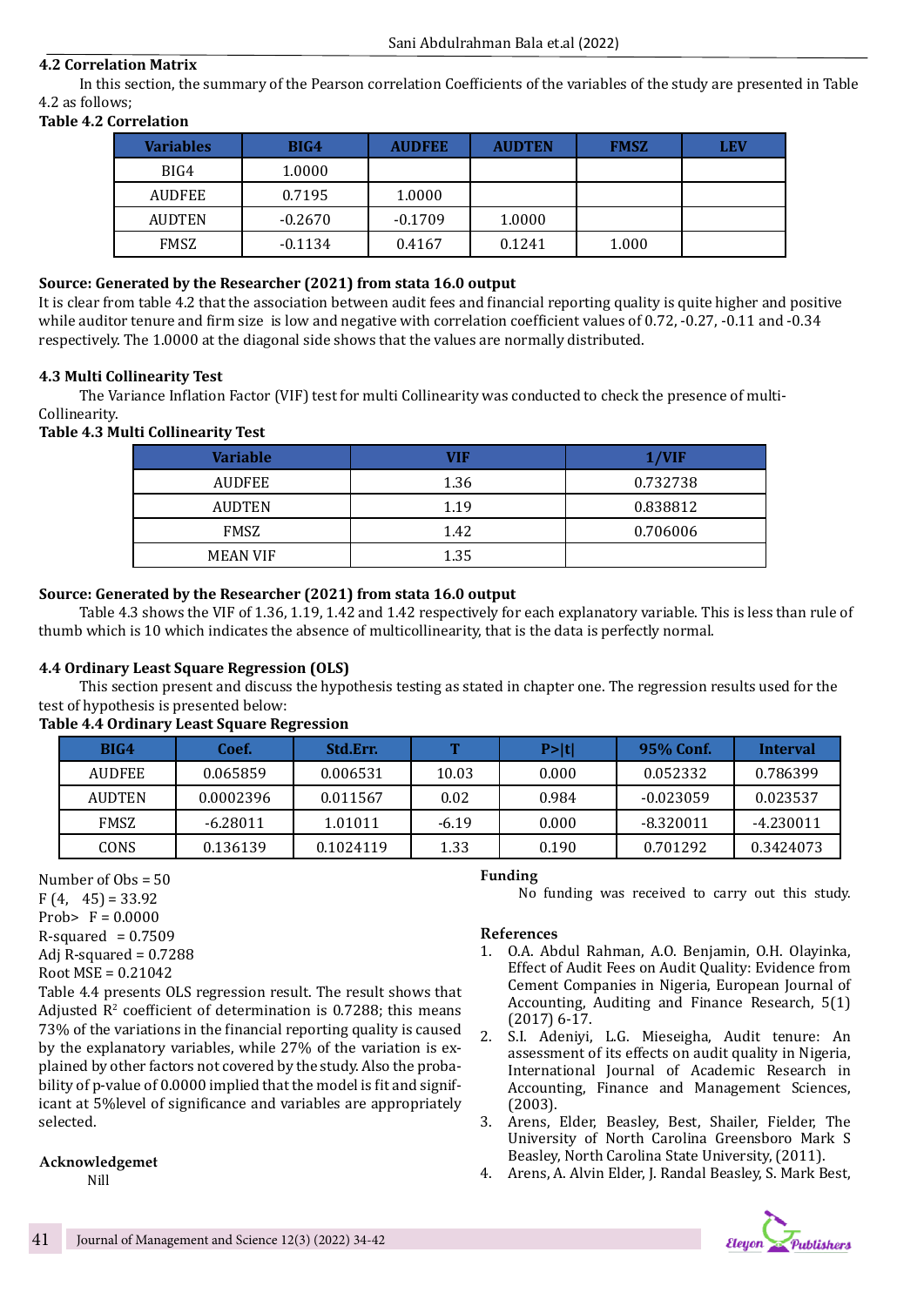## 4.2 Correlation Matrix

In this section, the summary of the Pearson correlation Coefficients of the variables of the study are presented in Table 4.2 as follows;

**Table 4.2 Correlation**

| Variables | BIG4 | AUDFEE | AUDTEN | FMSZ | LEV |
|---|---|---|---|---|---|
| BIG4 | 1.0000 | | | | |
| AUDFEE | 0.7195 | 1.0000 | | | |
| AUDTEN | -0.2670 | -0.1709 | 1.0000 | | |
| FMSZ | -0.1134 | 0.4167 | 0.1241 | 1.000 | |

**Source: Generated by the Researcher (2021) from stata 16.0 output**

It is clear from table 4.2 that the association between audit fees and financial reporting quality is quite higher and positive while auditor tenure and firm size is low and negative with correlation coefficient values of 0.72, -0.27, -0.11 and -0.34 respectively. The 1.0000 at the diagonal side shows that the values are normally distributed.

## 4.3 Multi Collinearity Test

The Variance Inflation Factor (VIF) test for multi Collinearity was conducted to check the presence of multi-Collinearity.

**Table 4.3 Multi Collinearity Test**

| Variable | VIF | 1/VIF |
|---|---|---|
| AUDFEE | 1.36 | 0.732738 |
| AUDTEN | 1.19 | 0.838812 |
| FMSZ | 1.42 | 0.706006 |
| MEAN VIF | 1.35 | |

**Source: Generated by the Researcher (2021) from stata 16.0 output**

Table 4.3 shows the VIF of 1.36, 1.19, 1.42 and 1.42 respectively for each explanatory variable. This is less than rule of thumb which is 10 which indicates the absence of multicollinearity, that is the data is perfectly normal.

## 4.4 Ordinary Least Square Regression (OLS)

This section present and discuss the hypothesis testing as stated in chapter one. The regression results used for the test of hypothesis is presented below:

**Table 4.4 Ordinary Least Square Regression**

| BIG4 | Coef. | Std.Err. | T | P>\|t\| | 95% Conf. | Interval |
|---|---|---|---|---|---|---|
| AUDFEE | 0.065859 | 0.006531 | 10.03 | 0.000 | 0.052332 | 0.786399 |
| AUDTEN | 0.0002396 | 0.011567 | 0.02 | 0.984 | -0.023059 | 0.023537 |
| FMSZ | -6.28011 | 1.01011 | -6.19 | 0.000 | -8.320011 | -4.230011 |
| CONS | 0.136139 | 0.1024119 | 1.33 | 0.190 | 0.701292 | 0.3424073 |

Number of Obs = 50
F (4, 45) = 33.92
Prob> F = 0.0000
R-squared = 0.7509
Adj R-squared = 0.7288
Root MSE = 0.21042

Table 4.4 presents OLS regression result. The result shows that Adjusted $R^2$ coefficient of determination is 0.7288; this means 73% of the variations in the financial reporting quality is caused by the explanatory variables, while 27% of the variation is explained by other factors not covered by the study. Also the probability of p-value of 0.0000 implied that the model is fit and significant at 5%level of significance and variables are appropriately selected.

## Acknowledgemet

Nill

## Funding

No funding was received to carry out this study.

## References

1. O.A. Abdul Rahman, A.O. Benjamin, O.H. Olayinka, Effect of Audit Fees on Audit Quality: Evidence from Cement Companies in Nigeria, European Journal of Accounting, Auditing and Finance Research, 5(1) (2017) 6-17.
2. S.I. Adeniyi, L.G. Mieseigha, Audit tenure: An assessment of its effects on audit quality in Nigeria, International Journal of Academic Research in Accounting, Finance and Management Sciences, (2003).
3. Arens, Elder, Beasley, Best, Shailer, Fielder, The University of North Carolina Greensboro Mark S Beasley, North Carolina State University, (2011).
4. Arens, A. Alvin Elder, J. Randal Beasley, S. Mark Best,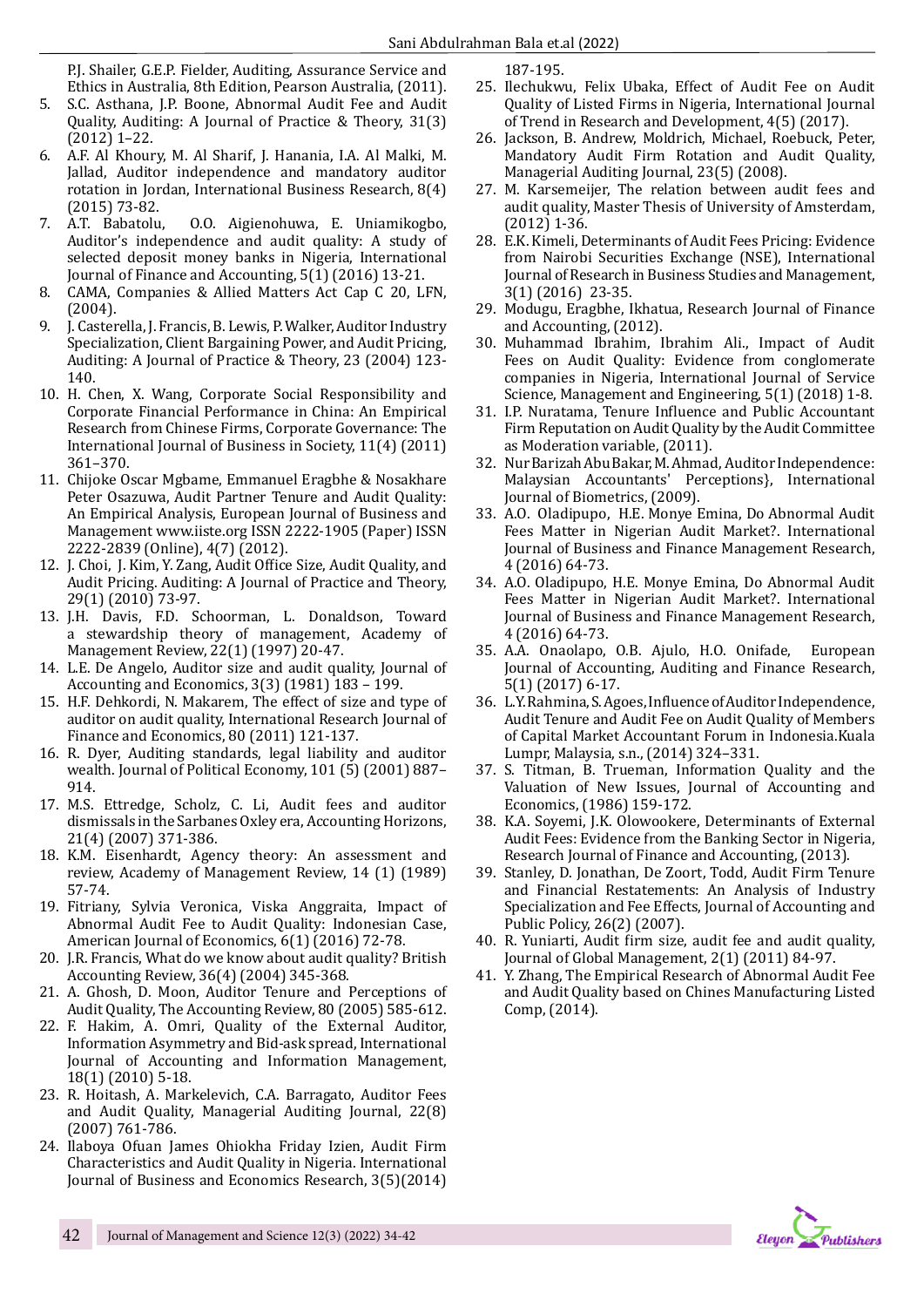P.J. Shailer, G.E.P. Fielder, Auditing, Assurance Service and Ethics in Australia, 8th Edition, Pearson Australia, (2011).

5. S.C. Asthana, J.P. Boone, Abnormal Audit Fee and Audit Quality, Auditing: A Journal of Practice & Theory, 31(3) (2012) 1–22.
6. A.F. Al Khoury, M. Al Sharif, J. Hanania, I.A. Al Malki, M. Jallad, Auditor independence and mandatory auditor rotation in Jordan, International Business Research, 8(4) (2015) 73-82.
7. A.T. Babatolu, O.O. Aigienohuwa, E. Uniamikogbo, Auditor's independence and audit quality: A study of selected deposit money banks in Nigeria, International Journal of Finance and Accounting, 5(1) (2016) 13-21.
8. CAMA, Companies & Allied Matters Act Cap C 20, LFN, (2004).
9. J. Casterella, J. Francis, B. Lewis, P. Walker, Auditor Industry Specialization, Client Bargaining Power, and Audit Pricing, Auditing: A Journal of Practice & Theory, 23 (2004) 123-140.
10. H. Chen, X. Wang, Corporate Social Responsibility and Corporate Financial Performance in China: An Empirical Research from Chinese Firms, Corporate Governance: The International Journal of Business in Society, 11(4) (2011) 361–370.
11. Chijoke Oscar Mgbame, Emmanuel Eragbhe & Nosakhare Peter Osazuwa, Audit Partner Tenure and Audit Quality: An Empirical Analysis, European Journal of Business and Management www.iiste.org ISSN 2222-1905 (Paper) ISSN 2222-2839 (Online), 4(7) (2012).
12. J. Choi, J. Kim, Y. Zang, Audit Office Size, Audit Quality, and Audit Pricing. Auditing: A Journal of Practice and Theory, 29(1) (2010) 73-97.
13. J.H. Davis, F.D. Schoorman, L. Donaldson, Toward a stewardship theory of management, Academy of Management Review, 22(1) (1997) 20-47.
14. L.E. De Angelo, Auditor size and audit quality, Journal of Accounting and Economics, 3(3) (1981) 183 – 199.
15. H.F. Dehkordi, N. Makarem, The effect of size and type of auditor on audit quality, International Research Journal of Finance and Economics, 80 (2011) 121-137.
16. R. Dyer, Auditing standards, legal liability and auditor wealth. Journal of Political Economy, 101 (5) (2001) 887–914.
17. M.S. Ettredge, Scholz, C. Li, Audit fees and auditor dismissals in the Sarbanes Oxley era, Accounting Horizons, 21(4) (2007) 371-386.
18. K.M. Eisenhardt, Agency theory: An assessment and review, Academy of Management Review, 14 (1) (1989) 57-74.
19. Fitriany, Sylvia Veronica, Viska Anggraita, Impact of Abnormal Audit Fee to Audit Quality: Indonesian Case, American Journal of Economics, 6(1) (2016) 72-78.
20. J.R. Francis, What do we know about audit quality? British Accounting Review, 36(4) (2004) 345-368.
21. A. Ghosh, D. Moon, Auditor Tenure and Perceptions of Audit Quality, The Accounting Review, 80 (2005) 585-612.
22. F. Hakim, A. Omri, Quality of the External Auditor, Information Asymmetry and Bid-ask spread, International Journal of Accounting and Information Management, 18(1) (2010) 5-18.
23. R. Hoitash, A. Markelevich, C.A. Barragato, Auditor Fees and Audit Quality, Managerial Auditing Journal, 22(8) (2007) 761-786.
24. Ilaboya Ofuan James Ohiokha Friday Izien, Audit Firm Characteristics and Audit Quality in Nigeria. International Journal of Business and Economics Research, 3(5)(2014) 187-195.
25. Ilechukwu, Felix Ubaka, Effect of Audit Fee on Audit Quality of Listed Firms in Nigeria, International Journal of Trend in Research and Development, 4(5) (2017).
26. Jackson, B. Andrew, Moldrich, Michael, Roebuck, Peter, Mandatory Audit Firm Rotation and Audit Quality, Managerial Auditing Journal, 23(5) (2008).
27. M. Karsemeijer, The relation between audit fees and audit quality, Master Thesis of University of Amsterdam, (2012) 1-36.
28. E.K. Kimeli, Determinants of Audit Fees Pricing: Evidence from Nairobi Securities Exchange (NSE), International Journal of Research in Business Studies and Management, 3(1) (2016) 23-35.
29. Modugu, Eragbhe, Ikhatua, Research Journal of Finance and Accounting, (2012).
30. Muhammad Ibrahim, Ibrahim Ali., Impact of Audit Fees on Audit Quality: Evidence from conglomerate companies in Nigeria, International Journal of Service Science, Management and Engineering, 5(1) (2018) 1-8.
31. I.P. Nuratama, Tenure Influence and Public Accountant Firm Reputation on Audit Quality by the Audit Committee as Moderation variable, (2011).
32. Nur Barizah Abu Bakar, M. Ahmad, Auditor Independence: Malaysian Accountants' Perceptions}, International Journal of Biometrics, (2009).
33. A.O. Oladipupo, H.E. Monye Emina, Do Abnormal Audit Fees Matter in Nigerian Audit Market?. International Journal of Business and Finance Management Research, 4 (2016) 64-73.
34. A.O. Oladipupo, H.E. Monye Emina, Do Abnormal Audit Fees Matter in Nigerian Audit Market?. International Journal of Business and Finance Management Research, 4 (2016) 64-73.
35. A.A. Onaolapo, O.B. Ajulo, H.O. Onifade, European Journal of Accounting, Auditing and Finance Research, 5(1) (2017) 6-17.
36. L.Y. Rahmina, S. Agoes, Influence of Auditor Independence, Audit Tenure and Audit Fee on Audit Quality of Members of Capital Market Accountant Forum in Indonesia.Kuala Lumpr, Malaysia, s.n., (2014) 324–331.
37. S. Titman, B. Trueman, Information Quality and the Valuation of New Issues, Journal of Accounting and Economics, (1986) 159-172.
38. K.A. Soyemi, J.K. Olowookere, Determinants of External Audit Fees: Evidence from the Banking Sector in Nigeria, Research Journal of Finance and Accounting, (2013).
39. Stanley, D. Jonathan, De Zoort, Todd, Audit Firm Tenure and Financial Restatements: An Analysis of Industry Specialization and Fee Effects, Journal of Accounting and Public Policy, 26(2) (2007).
40. R. Yuniarti, Audit firm size, audit fee and audit quality, Journal of Global Management, 2(1) (2011) 84-97.
41. Y. Zhang, The Empirical Research of Abnormal Audit Fee and Audit Quality based on Chines Manufacturing Listed Comp, (2014).